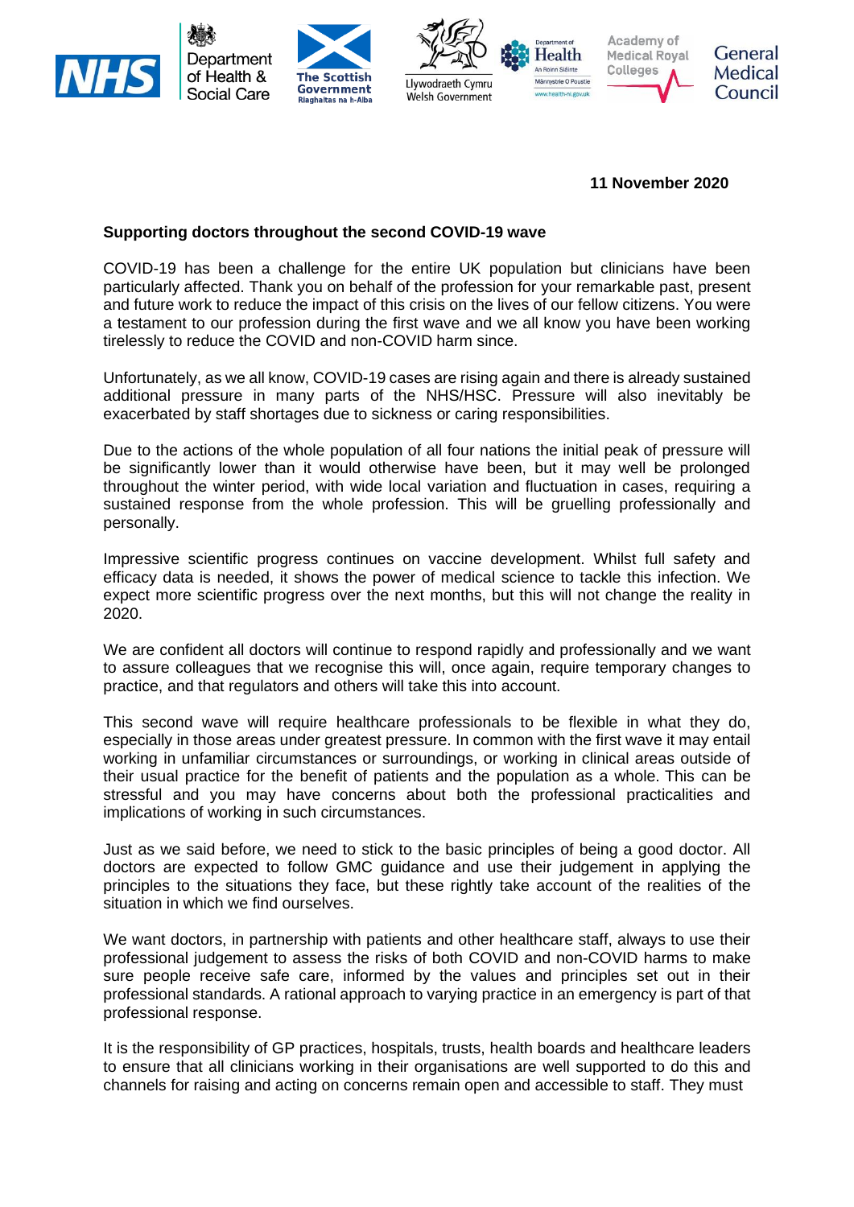**11 November 2020**

**Supporting doctors throughout the second COVID-19 wave**

COVID-19 has been a challenge for the entire UK population but clinicians have been particularly affected. Thank you on behalf of the profession for your remarkable past, present and future work to reduce the impact of this crisis on the lives of our fellow citizens. You were a testament to our profession during the first wave and we all know you have been working tirelessly to reduce the COVID and non-COVID harm since.

Unfortunately, as we all know, COVID-19 cases are rising again and there is already sustained additional pressure in many parts of the NHS/HSC. Pressure will also inevitably be exacerbated by staff shortages due to sickness or caring responsibilities.

Due to the actions of the whole population of all four nations the initial peak of pressure will be significantly lower than it would otherwise have been, but it may well be prolonged throughout the winter period, with wide local variation and fluctuation in cases, requiring a sustained response from the whole profession. This will be gruelling professionally and personally.

Impressive scientific progress continues on vaccine development. Whilst full safety and efficacy data is needed, it shows the power of medical science to tackle this infection. We expect more scientific progress over the next months, but this will not change the reality in 2020.

We are confident all doctors will continue to respond rapidly and professionally and we want to assure colleagues that we recognise this will, once again, require temporary changes to practice, and that regulators and others will take this into account.

This second wave will require healthcare professionals to be flexible in what they do, especially in those areas under greatest pressure. In common with the first wave it may entail working in unfamiliar circumstances or surroundings, or working in clinical areas outside of their usual practice for the benefit of patients and the population as a whole. This can be stressful and you may have concerns about both the professional practicalities and implications of working in such circumstances.

Just as we said before, we need to stick to the basic principles of being a good doctor. All doctors are expected to follow GMC guidance and use their judgement in applying the principles to the situations they face, but these rightly take account of the realities of the situation in which we find ourselves.

We want doctors, in partnership with patients and other healthcare staff, always to use their professional judgement to assess the risks of both COVID and non-COVID harms to make sure people receive safe care, informed by the values and principles set out in their professional standards. A rational approach to varying practice in an emergency is part of that professional response.

It is the responsibility of GP practices, hospitals, trusts, health boards and healthcare leaders to ensure that all clinicians working in their organisations are well supported to do this and channels for raising and acting on concerns remain open and accessible to staff. They must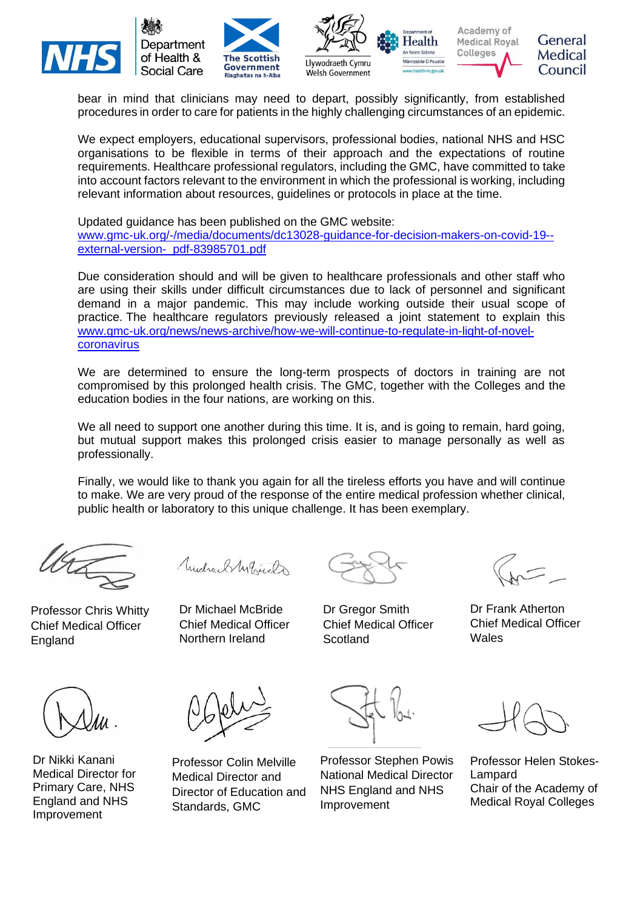bear in mind that clinicians may need to depart, possibly significantly, from established procedures in order to care for patients in the highly challenging circumstances of an epidemic.

We expect employers, educational supervisors, professional bodies, national NHS and HSC organisations to be flexible in terms of their approach and the expectations of routine requirements. Healthcare professional regulators, including the GMC, have committed to take into account factors relevant to the environment in which the professional is working, including relevant information about resources, guidelines or protocols in place at the time.

Updated guidance has been published on the GMC website:
www.gmc-uk.org/-/media/documents/dc13028-guidance-for-decision-makers-on-covid-19--external-version-_pdf-83985701.pdf

Due consideration should and will be given to healthcare professionals and other staff who are using their skills under difficult circumstances due to lack of personnel and significant demand in a major pandemic. This may include working outside their usual scope of practice. The healthcare regulators previously released a joint statement to explain this www.gmc-uk.org/news/news-archive/how-we-will-continue-to-regulate-in-light-of-novel-coronavirus

We are determined to ensure the long-term prospects of doctors in training are not compromised by this prolonged health crisis. The GMC, together with the Colleges and the education bodies in the four nations, are working on this.

We all need to support one another during this time. It is, and is going to remain, hard going, but mutual support makes this prolonged crisis easier to manage personally as well as professionally.

Finally, we would like to thank you again for all the tireless efforts you have and will continue to make. We are very proud of the response of the entire medical profession whether clinical, public health or laboratory to this unique challenge. It has been exemplary.

Professor Chris Whitty
Chief Medical Officer
England

Dr Michael McBride
Chief Medical Officer
Northern Ireland

Dr Gregor Smith
Chief Medical Officer
Scotland

Dr Frank Atherton
Chief Medical Officer
Wales

Dr Nikki Kanani
Medical Director for Primary Care, NHS England and NHS Improvement

Professor Colin Melville
Medical Director and Director of Education and Standards, GMC

Professor Stephen Powis
National Medical Director
NHS England and NHS Improvement

Professor Helen Stokes-Lampard
Chair of the Academy of Medical Royal Colleges